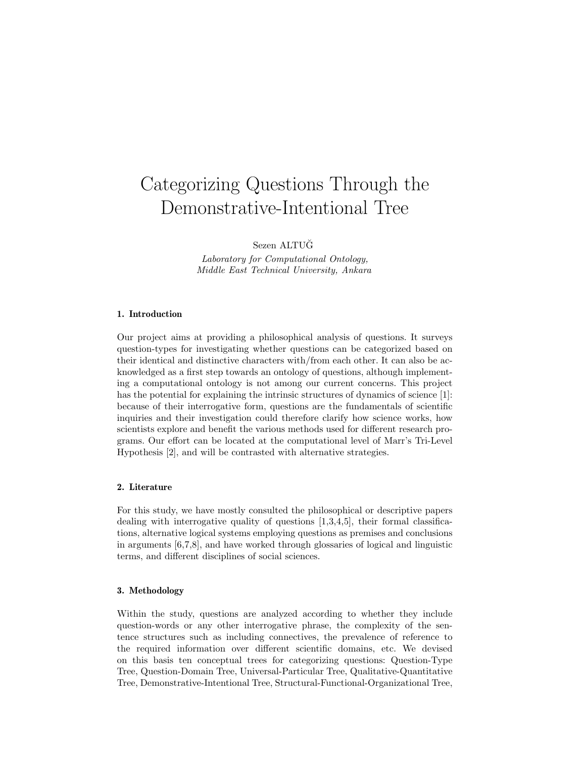# Categorizing Questions Through the Demonstrative-Intentional Tree

Sezen ALTUĞ

*Laboratory for Computational Ontology,*
*Middle East Technical University, Ankara*

## 1. Introduction

Our project aims at providing a philosophical analysis of questions. It surveys question-types for investigating whether questions can be categorized based on their identical and distinctive characters with/from each other. It can also be acknowledged as a first step towards an ontology of questions, although implementing a computational ontology is not among our current concerns. This project has the potential for explaining the intrinsic structures of dynamics of science [1]: because of their interrogative form, questions are the fundamentals of scientific inquiries and their investigation could therefore clarify how science works, how scientists explore and benefit the various methods used for different research programs. Our effort can be located at the computational level of Marr's Tri-Level Hypothesis [2], and will be contrasted with alternative strategies.

## 2. Literature

For this study, we have mostly consulted the philosophical or descriptive papers dealing with interrogative quality of questions [1,3,4,5], their formal classifications, alternative logical systems employing questions as premises and conclusions in arguments [6,7,8], and have worked through glossaries of logical and linguistic terms, and different disciplines of social sciences.

## 3. Methodology

Within the study, questions are analyzed according to whether they include question-words or any other interrogative phrase, the complexity of the sentence structures such as including connectives, the prevalence of reference to the required information over different scientific domains, etc. We devised on this basis ten conceptual trees for categorizing questions: Question-Type Tree, Question-Domain Tree, Universal-Particular Tree, Qualitative-Quantitative Tree, Demonstrative-Intentional Tree, Structural-Functional-Organizational Tree,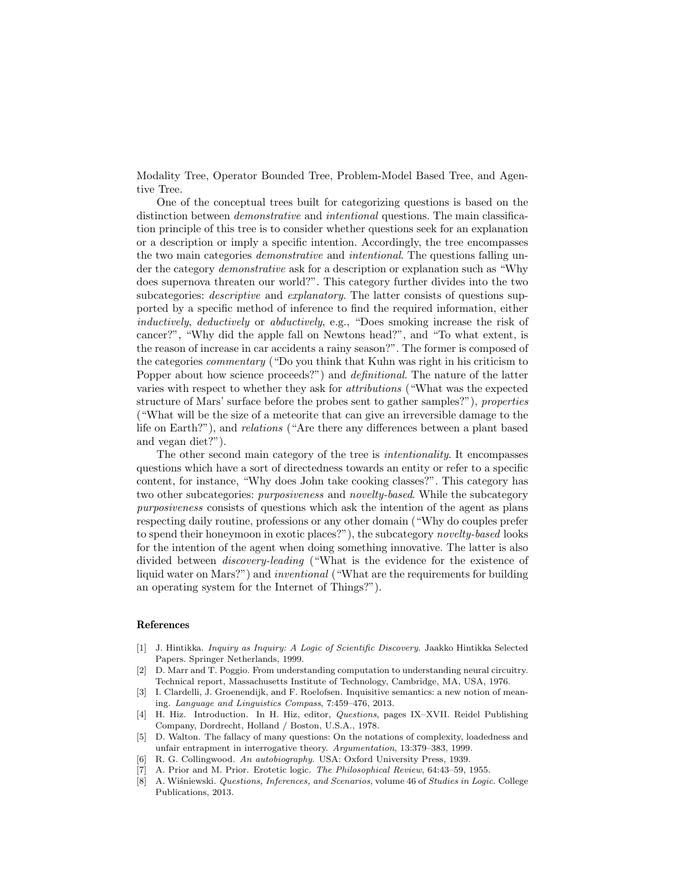Modality Tree, Operator Bounded Tree, Problem-Model Based Tree, and Agentive Tree.

One of the conceptual trees built for categorizing questions is based on the distinction between *demonstrative* and *intentional* questions. The main classification principle of this tree is to consider whether questions seek for an explanation or a description or imply a specific intention. Accordingly, the tree encompasses the two main categories *demonstrative* and *intentional*. The questions falling under the category *demonstrative* ask for a description or explanation such as "Why does supernova threaten our world?". This category further divides into the two subcategories: *descriptive* and *explanatory*. The latter consists of questions supported by a specific method of inference to find the required information, either *inductively*, *deductively* or *abductively*, e.g., "Does smoking increase the risk of cancer?", "Why did the apple fall on Newtons head?", and "To what extent, is the reason of increase in car accidents a rainy season?". The former is composed of the categories *commentary* ("Do you think that Kuhn was right in his criticism to Popper about how science proceeds?") and *definitional*. The nature of the latter varies with respect to whether they ask for *attributions* ("What was the expected structure of Mars' surface before the probes sent to gather samples?"), *properties* ("What will be the size of a meteorite that can give an irreversible damage to the life on Earth?"), and *relations* ("Are there any differences between a plant based and vegan diet?").

The other second main category of the tree is *intentionality*. It encompasses questions which have a sort of directedness towards an entity or refer to a specific content, for instance, "Why does John take cooking classes?". This category has two other subcategories: *purposiveness* and *novelty-based*. While the subcategory *purposiveness* consists of questions which ask the intention of the agent as plans respecting daily routine, professions or any other domain ("Why do couples prefer to spend their honeymoon in exotic places?"), the subcategory *novelty-based* looks for the intention of the agent when doing something innovative. The latter is also divided between *discovery-leading* ("What is the evidence for the existence of liquid water on Mars?") and *inventional* ("What are the requirements for building an operating system for the Internet of Things?").

## References

[1] J. Hintikka. *Inquiry as Inquiry: A Logic of Scientific Discovery.* Jaakko Hintikka Selected Papers. Springer Netherlands, 1999.

[2] D. Marr and T. Poggio. From understanding computation to understanding neural circuitry. Technical report, Massachusetts Institute of Technology, Cambridge, MA, USA, 1976.

[3] I. Clardelli, J. Groenendijk, and F. Roelofsen. Inquisitive semantics: a new notion of meaning. *Language and Linguistics Compass*, 7:459–476, 2013.

[4] H. Hiz. Introduction. In H. Hiz, editor, *Questions*, pages IX–XVII. Reidel Publishing Company, Dordrecht, Holland / Boston, U.S.A., 1978.

[5] D. Walton. The fallacy of many questions: On the notations of complexity, loadedness and unfair entrapment in interrogative theory. *Argumentation*, 13:379–383, 1999.

[6] R. G. Collingwood. *An autobiography.* USA: Oxford University Press, 1939.

[7] A. Prior and M. Prior. Erotetic logic. *The Philosophical Review*, 64:43–59, 1955.

[8] A. Wiśniewski. *Questions, Inferences, and Scenarios*, volume 46 of *Studies in Logic*. College Publications, 2013.